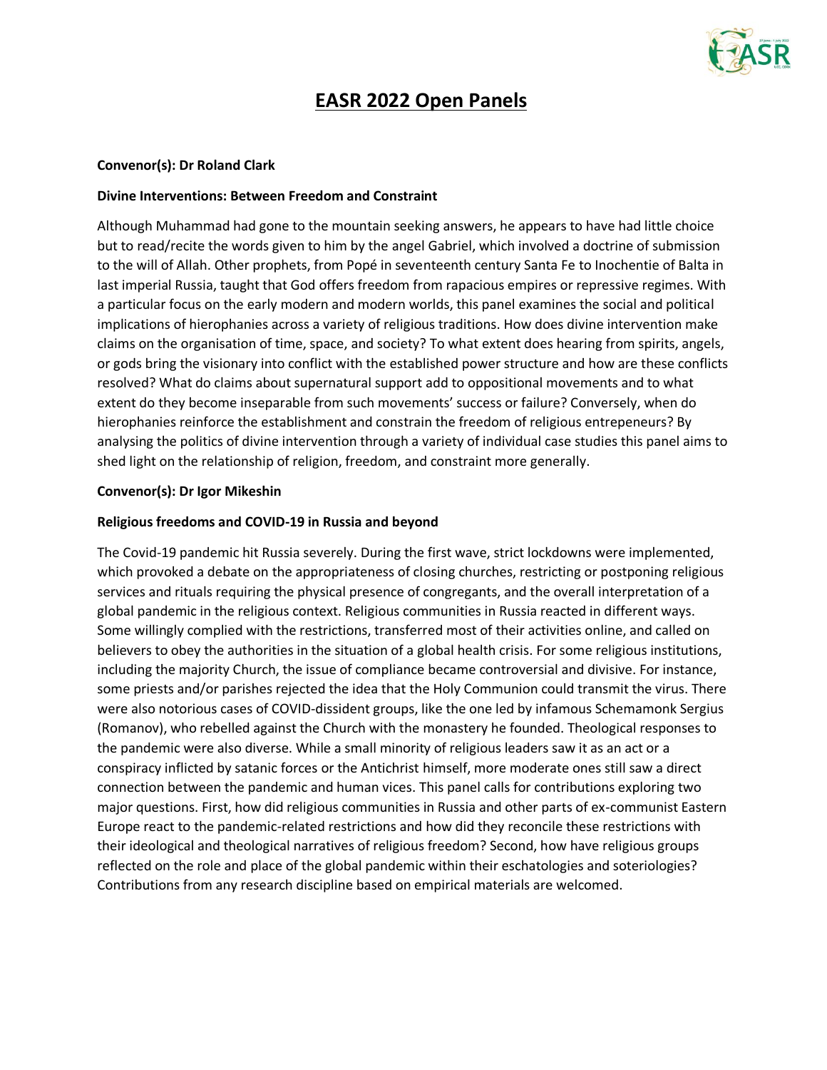# EASR 2022 Open Panels

**Convenor(s): Dr Roland Clark**

**Divine Interventions: Between Freedom and Constraint**

Although Muhammad had gone to the mountain seeking answers, he appears to have had little choice but to read/recite the words given to him by the angel Gabriel, which involved a doctrine of submission to the will of Allah. Other prophets, from Popé in seventeenth century Santa Fe to Inochentie of Balta in last imperial Russia, taught that God offers freedom from rapacious empires or repressive regimes. With a particular focus on the early modern and modern worlds, this panel examines the social and political implications of hierophanies across a variety of religious traditions. How does divine intervention make claims on the organisation of time, space, and society? To what extent does hearing from spirits, angels, or gods bring the visionary into conflict with the established power structure and how are these conflicts resolved? What do claims about supernatural support add to oppositional movements and to what extent do they become inseparable from such movements' success or failure? Conversely, when do hierophanies reinforce the establishment and constrain the freedom of religious entrepeneurs? By analysing the politics of divine intervention through a variety of individual case studies this panel aims to shed light on the relationship of religion, freedom, and constraint more generally.

**Convenor(s): Dr Igor Mikeshin**

**Religious freedoms and COVID-19 in Russia and beyond**

The Covid-19 pandemic hit Russia severely. During the first wave, strict lockdowns were implemented, which provoked a debate on the appropriateness of closing churches, restricting or postponing religious services and rituals requiring the physical presence of congregants, and the overall interpretation of a global pandemic in the religious context. Religious communities in Russia reacted in different ways. Some willingly complied with the restrictions, transferred most of their activities online, and called on believers to obey the authorities in the situation of a global health crisis. For some religious institutions, including the majority Church, the issue of compliance became controversial and divisive. For instance, some priests and/or parishes rejected the idea that the Holy Communion could transmit the virus. There were also notorious cases of COVID-dissident groups, like the one led by infamous Schemamonk Sergius (Romanov), who rebelled against the Church with the monastery he founded. Theological responses to the pandemic were also diverse. While a small minority of religious leaders saw it as an act or a conspiracy inflicted by satanic forces or the Antichrist himself, more moderate ones still saw a direct connection between the pandemic and human vices. This panel calls for contributions exploring two major questions. First, how did religious communities in Russia and other parts of ex-communist Eastern Europe react to the pandemic-related restrictions and how did they reconcile these restrictions with their ideological and theological narratives of religious freedom? Second, how have religious groups reflected on the role and place of the global pandemic within their eschatologies and soteriologies? Contributions from any research discipline based on empirical materials are welcomed.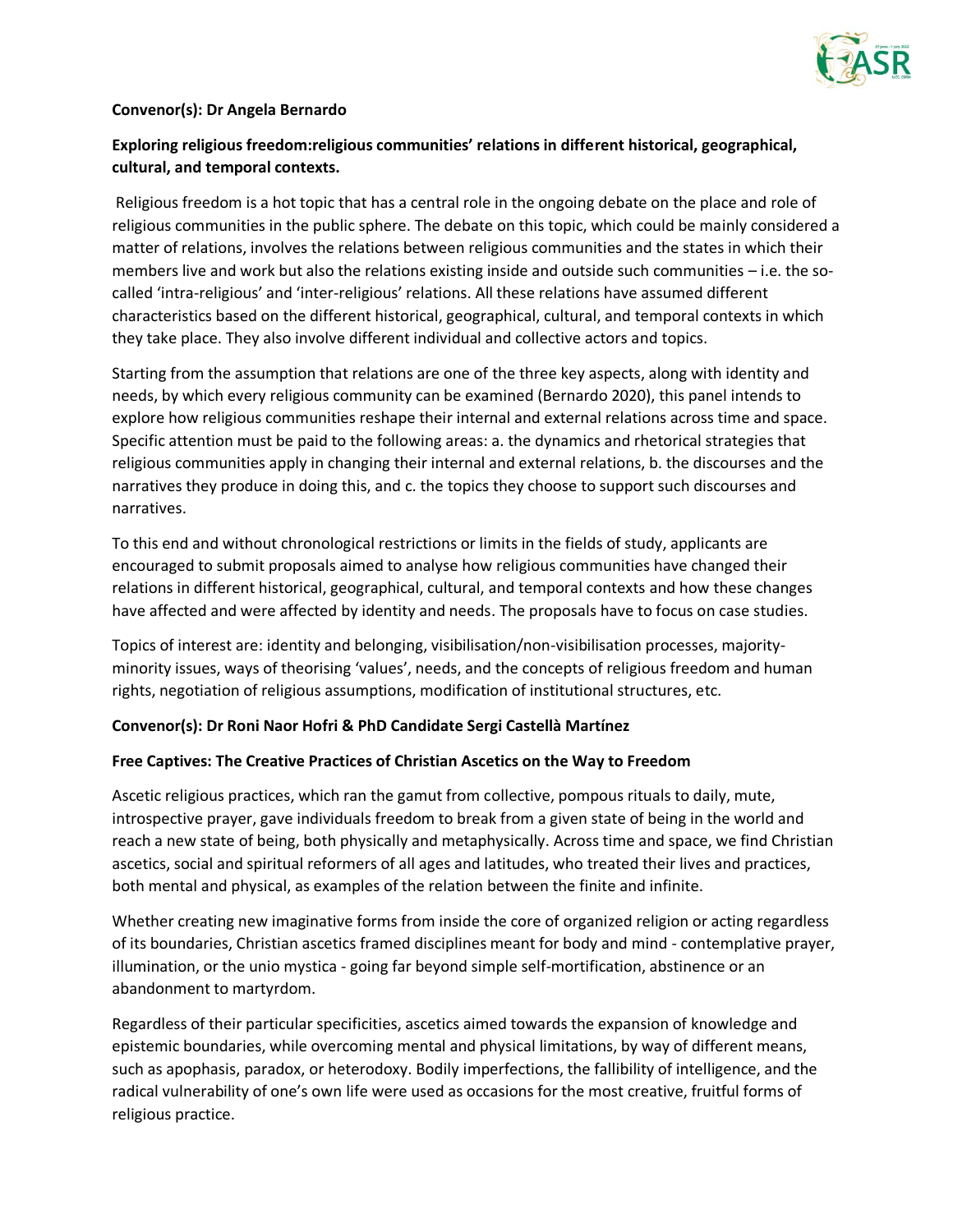**Convenor(s): Dr Angela Bernardo**

**Exploring religious freedom:religious communities' relations in different historical, geographical, cultural, and temporal contexts.**

Religious freedom is a hot topic that has a central role in the ongoing debate on the place and role of religious communities in the public sphere. The debate on this topic, which could be mainly considered a matter of relations, involves the relations between religious communities and the states in which their members live and work but also the relations existing inside and outside such communities – i.e. the so-called 'intra-religious' and 'inter-religious' relations. All these relations have assumed different characteristics based on the different historical, geographical, cultural, and temporal contexts in which they take place. They also involve different individual and collective actors and topics.

Starting from the assumption that relations are one of the three key aspects, along with identity and needs, by which every religious community can be examined (Bernardo 2020), this panel intends to explore how religious communities reshape their internal and external relations across time and space. Specific attention must be paid to the following areas: a. the dynamics and rhetorical strategies that religious communities apply in changing their internal and external relations, b. the discourses and the narratives they produce in doing this, and c. the topics they choose to support such discourses and narratives.

To this end and without chronological restrictions or limits in the fields of study, applicants are encouraged to submit proposals aimed to analyse how religious communities have changed their relations in different historical, geographical, cultural, and temporal contexts and how these changes have affected and were affected by identity and needs. The proposals have to focus on case studies.

Topics of interest are: identity and belonging, visibilisation/non-visibilisation processes, majority-minority issues, ways of theorising 'values', needs, and the concepts of religious freedom and human rights, negotiation of religious assumptions, modification of institutional structures, etc.

**Convenor(s): Dr Roni Naor Hofri & PhD Candidate Sergi Castellà Martínez**

**Free Captives: The Creative Practices of Christian Ascetics on the Way to Freedom**

Ascetic religious practices, which ran the gamut from collective, pompous rituals to daily, mute, introspective prayer, gave individuals freedom to break from a given state of being in the world and reach a new state of being, both physically and metaphysically. Across time and space, we find Christian ascetics, social and spiritual reformers of all ages and latitudes, who treated their lives and practices, both mental and physical, as examples of the relation between the finite and infinite.

Whether creating new imaginative forms from inside the core of organized religion or acting regardless of its boundaries, Christian ascetics framed disciplines meant for body and mind - contemplative prayer, illumination, or the unio mystica - going far beyond simple self-mortification, abstinence or an abandonment to martyrdom.

Regardless of their particular specificities, ascetics aimed towards the expansion of knowledge and epistemic boundaries, while overcoming mental and physical limitations, by way of different means, such as apophasis, paradox, or heterodoxy. Bodily imperfections, the fallibility of intelligence, and the radical vulnerability of one's own life were used as occasions for the most creative, fruitful forms of religious practice.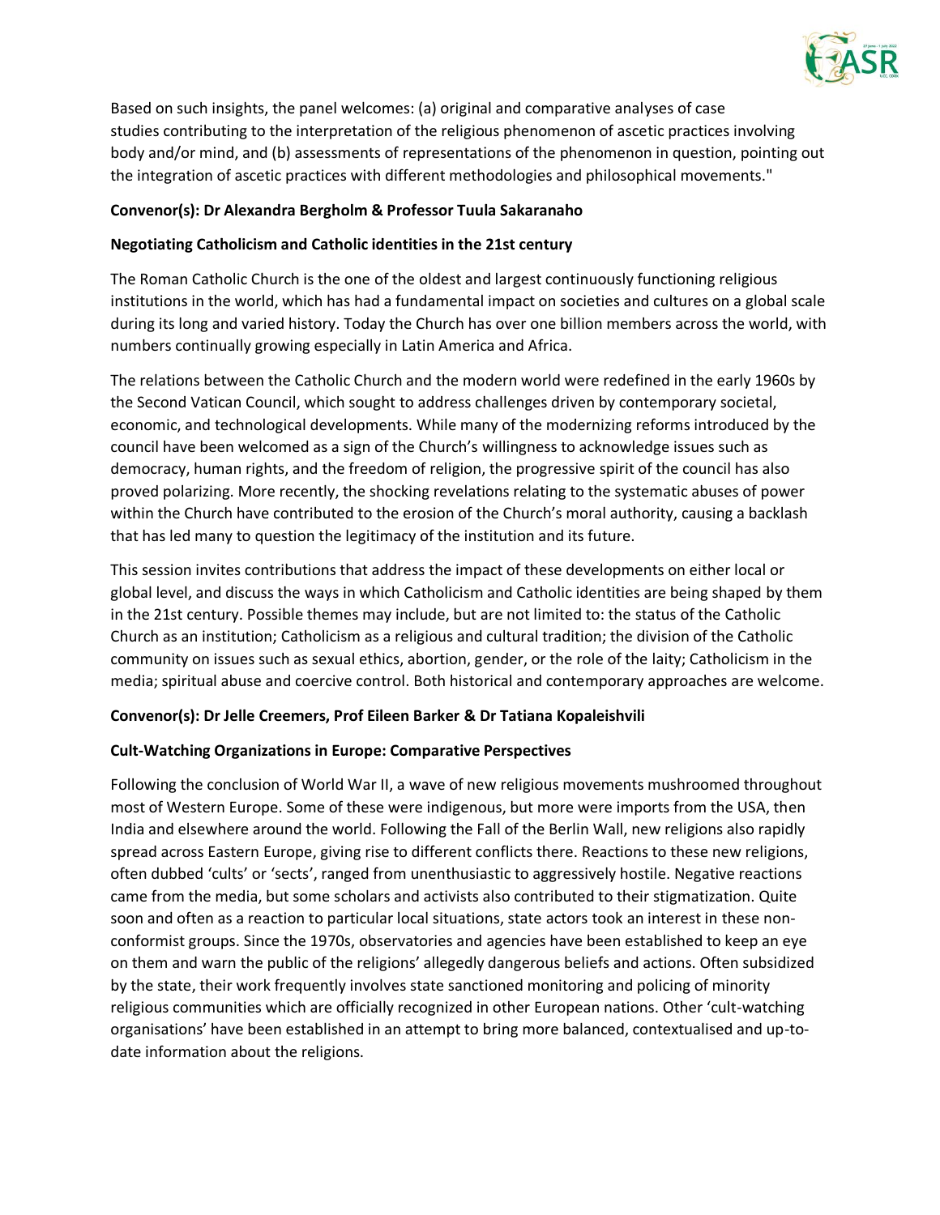Based on such insights, the panel welcomes: (a) original and comparative analyses of case studies contributing to the interpretation of the religious phenomenon of ascetic practices involving body and/or mind, and (b) assessments of representations of the phenomenon in question, pointing out the integration of ascetic practices with different methodologies and philosophical movements."

**Convenor(s): Dr Alexandra Bergholm & Professor Tuula Sakaranaho**

**Negotiating Catholicism and Catholic identities in the 21st century**

The Roman Catholic Church is the one of the oldest and largest continuously functioning religious institutions in the world, which has had a fundamental impact on societies and cultures on a global scale during its long and varied history. Today the Church has over one billion members across the world, with numbers continually growing especially in Latin America and Africa.

The relations between the Catholic Church and the modern world were redefined in the early 1960s by the Second Vatican Council, which sought to address challenges driven by contemporary societal, economic, and technological developments. While many of the modernizing reforms introduced by the council have been welcomed as a sign of the Church's willingness to acknowledge issues such as democracy, human rights, and the freedom of religion, the progressive spirit of the council has also proved polarizing. More recently, the shocking revelations relating to the systematic abuses of power within the Church have contributed to the erosion of the Church's moral authority, causing a backlash that has led many to question the legitimacy of the institution and its future.

This session invites contributions that address the impact of these developments on either local or global level, and discuss the ways in which Catholicism and Catholic identities are being shaped by them in the 21st century. Possible themes may include, but are not limited to: the status of the Catholic Church as an institution; Catholicism as a religious and cultural tradition; the division of the Catholic community on issues such as sexual ethics, abortion, gender, or the role of the laity; Catholicism in the media; spiritual abuse and coercive control. Both historical and contemporary approaches are welcome.

**Convenor(s): Dr Jelle Creemers, Prof Eileen Barker & Dr Tatiana Kopaleishvili**

**Cult-Watching Organizations in Europe: Comparative Perspectives**

Following the conclusion of World War II, a wave of new religious movements mushroomed throughout most of Western Europe. Some of these were indigenous, but more were imports from the USA, then India and elsewhere around the world. Following the Fall of the Berlin Wall, new religions also rapidly spread across Eastern Europe, giving rise to different conflicts there. Reactions to these new religions, often dubbed 'cults' or 'sects', ranged from unenthusiastic to aggressively hostile. Negative reactions came from the media, but some scholars and activists also contributed to their stigmatization. Quite soon and often as a reaction to particular local situations, state actors took an interest in these non-conformist groups. Since the 1970s, observatories and agencies have been established to keep an eye on them and warn the public of the religions' allegedly dangerous beliefs and actions. Often subsidized by the state, their work frequently involves state sanctioned monitoring and policing of minority religious communities which are officially recognized in other European nations. Other 'cult-watching organisations' have been established in an attempt to bring more balanced, contextualised and up-to-date information about the religions.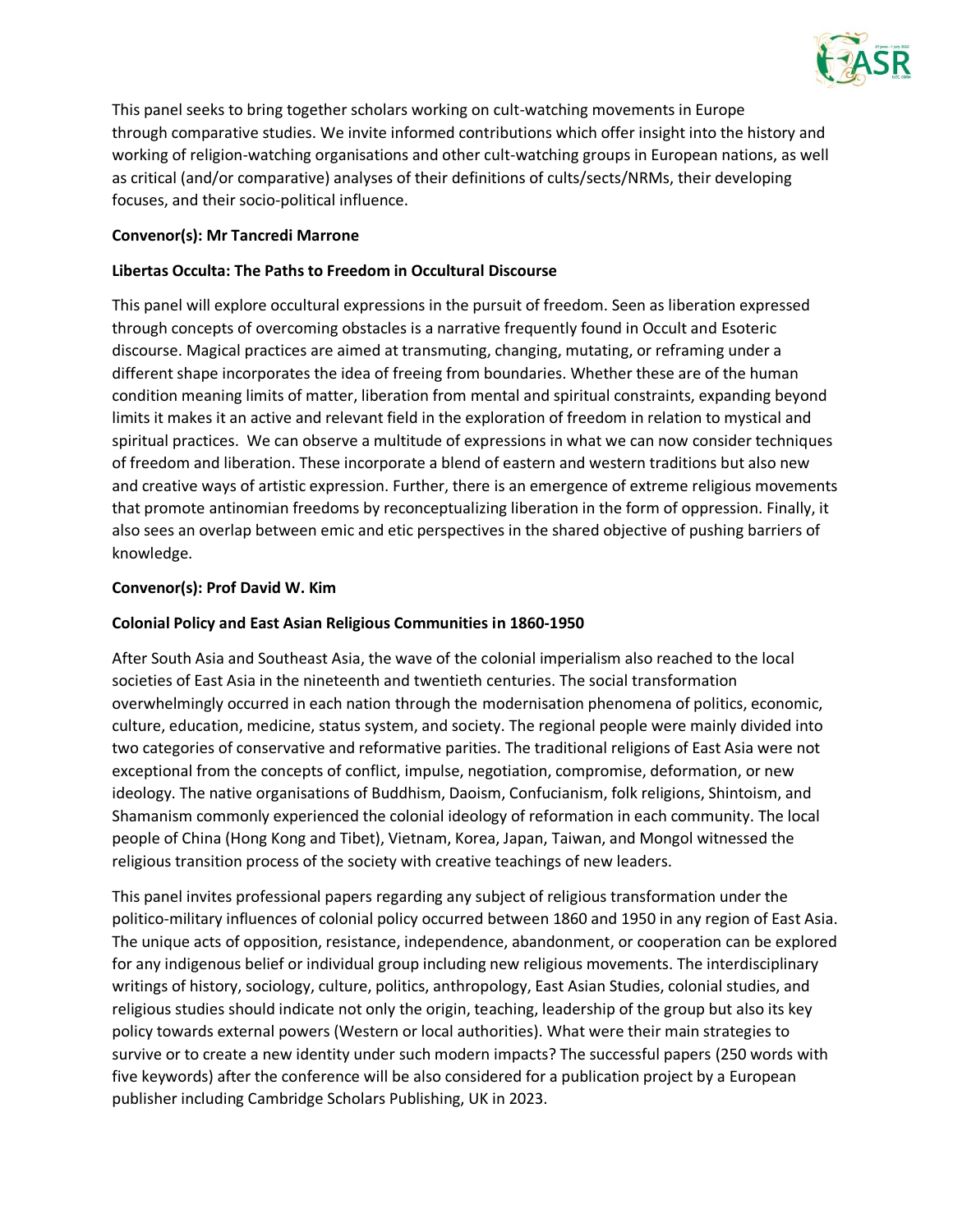This panel seeks to bring together scholars working on cult-watching movements in Europe through comparative studies. We invite informed contributions which offer insight into the history and working of religion-watching organisations and other cult-watching groups in European nations, as well as critical (and/or comparative) analyses of their definitions of cults/sects/NRMs, their developing focuses, and their socio-political influence.

**Convenor(s): Mr Tancredi Marrone**

**Libertas Occulta: The Paths to Freedom in Occultural Discourse**

This panel will explore occultural expressions in the pursuit of freedom. Seen as liberation expressed through concepts of overcoming obstacles is a narrative frequently found in Occult and Esoteric discourse. Magical practices are aimed at transmuting, changing, mutating, or reframing under a different shape incorporates the idea of freeing from boundaries. Whether these are of the human condition meaning limits of matter, liberation from mental and spiritual constraints, expanding beyond limits it makes it an active and relevant field in the exploration of freedom in relation to mystical and spiritual practices. We can observe a multitude of expressions in what we can now consider techniques of freedom and liberation. These incorporate a blend of eastern and western traditions but also new and creative ways of artistic expression. Further, there is an emergence of extreme religious movements that promote antinomian freedoms by reconceptualizing liberation in the form of oppression. Finally, it also sees an overlap between emic and etic perspectives in the shared objective of pushing barriers of knowledge.

**Convenor(s): Prof David W. Kim**

**Colonial Policy and East Asian Religious Communities in 1860-1950**

After South Asia and Southeast Asia, the wave of the colonial imperialism also reached to the local societies of East Asia in the nineteenth and twentieth centuries. The social transformation overwhelmingly occurred in each nation through the modernisation phenomena of politics, economic, culture, education, medicine, status system, and society. The regional people were mainly divided into two categories of conservative and reformative parities. The traditional religions of East Asia were not exceptional from the concepts of conflict, impulse, negotiation, compromise, deformation, or new ideology. The native organisations of Buddhism, Daoism, Confucianism, folk religions, Shintoism, and Shamanism commonly experienced the colonial ideology of reformation in each community. The local people of China (Hong Kong and Tibet), Vietnam, Korea, Japan, Taiwan, and Mongol witnessed the religious transition process of the society with creative teachings of new leaders.

This panel invites professional papers regarding any subject of religious transformation under the politico-military influences of colonial policy occurred between 1860 and 1950 in any region of East Asia. The unique acts of opposition, resistance, independence, abandonment, or cooperation can be explored for any indigenous belief or individual group including new religious movements. The interdisciplinary writings of history, sociology, culture, politics, anthropology, East Asian Studies, colonial studies, and religious studies should indicate not only the origin, teaching, leadership of the group but also its key policy towards external powers (Western or local authorities). What were their main strategies to survive or to create a new identity under such modern impacts? The successful papers (250 words with five keywords) after the conference will be also considered for a publication project by a European publisher including Cambridge Scholars Publishing, UK in 2023.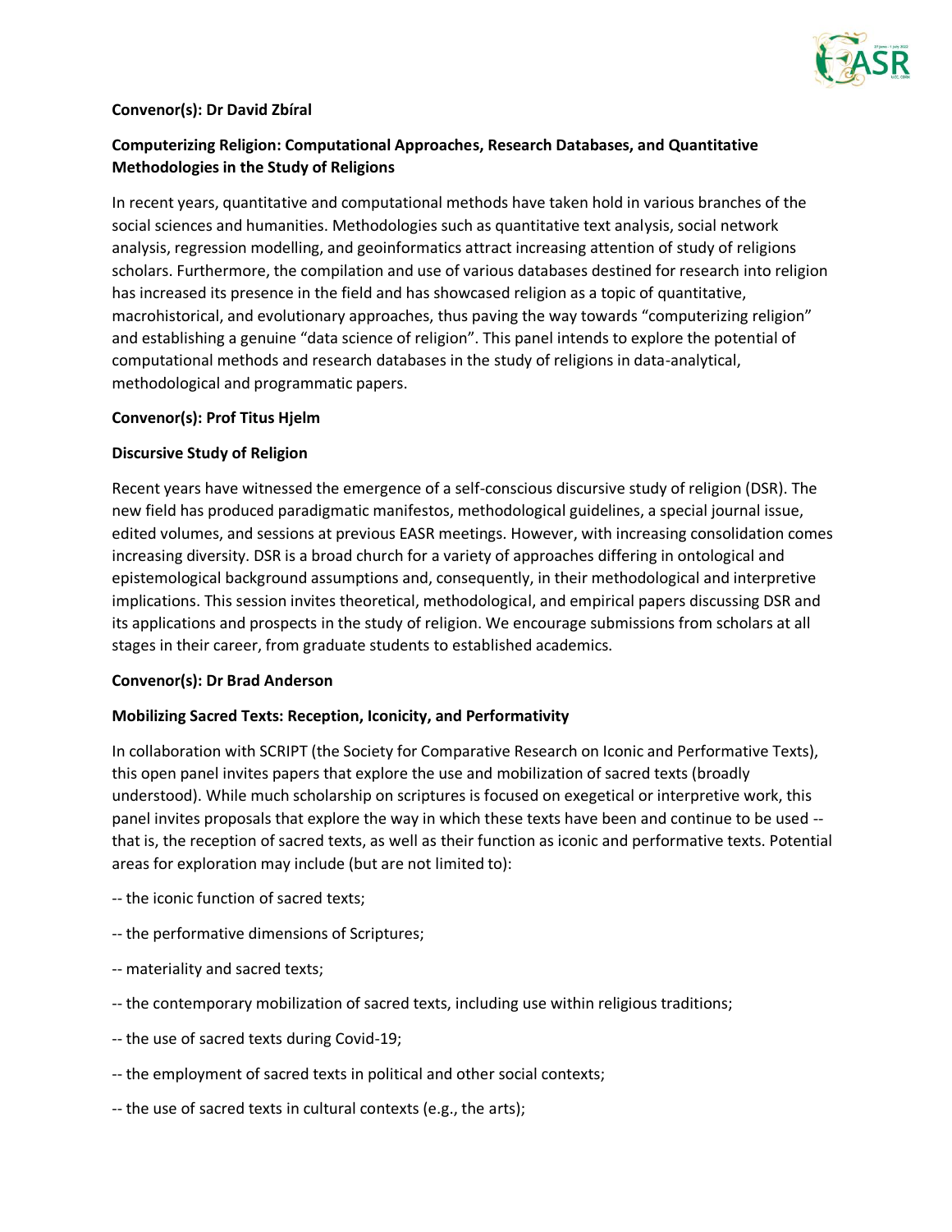**Convenor(s): Dr David Zbíral**

**Computerizing Religion: Computational Approaches, Research Databases, and Quantitative Methodologies in the Study of Religions**

In recent years, quantitative and computational methods have taken hold in various branches of the social sciences and humanities. Methodologies such as quantitative text analysis, social network analysis, regression modelling, and geoinformatics attract increasing attention of study of religions scholars. Furthermore, the compilation and use of various databases destined for research into religion has increased its presence in the field and has showcased religion as a topic of quantitative, macrohistorical, and evolutionary approaches, thus paving the way towards "computerizing religion" and establishing a genuine "data science of religion". This panel intends to explore the potential of computational methods and research databases in the study of religions in data-analytical, methodological and programmatic papers.

**Convenor(s): Prof Titus Hjelm**

**Discursive Study of Religion**

Recent years have witnessed the emergence of a self-conscious discursive study of religion (DSR). The new field has produced paradigmatic manifestos, methodological guidelines, a special journal issue, edited volumes, and sessions at previous EASR meetings. However, with increasing consolidation comes increasing diversity. DSR is a broad church for a variety of approaches differing in ontological and epistemological background assumptions and, consequently, in their methodological and interpretive implications. This session invites theoretical, methodological, and empirical papers discussing DSR and its applications and prospects in the study of religion. We encourage submissions from scholars at all stages in their career, from graduate students to established academics.

**Convenor(s): Dr Brad Anderson**

**Mobilizing Sacred Texts: Reception, Iconicity, and Performativity**

In collaboration with SCRIPT (the Society for Comparative Research on Iconic and Performative Texts), this open panel invites papers that explore the use and mobilization of sacred texts (broadly understood). While much scholarship on scriptures is focused on exegetical or interpretive work, this panel invites proposals that explore the way in which these texts have been and continue to be used -- that is, the reception of sacred texts, as well as their function as iconic and performative texts. Potential areas for exploration may include (but are not limited to):

-- the iconic function of sacred texts;

-- the performative dimensions of Scriptures;

-- materiality and sacred texts;

-- the contemporary mobilization of sacred texts, including use within religious traditions;

-- the use of sacred texts during Covid-19;

-- the employment of sacred texts in political and other social contexts;

-- the use of sacred texts in cultural contexts (e.g., the arts);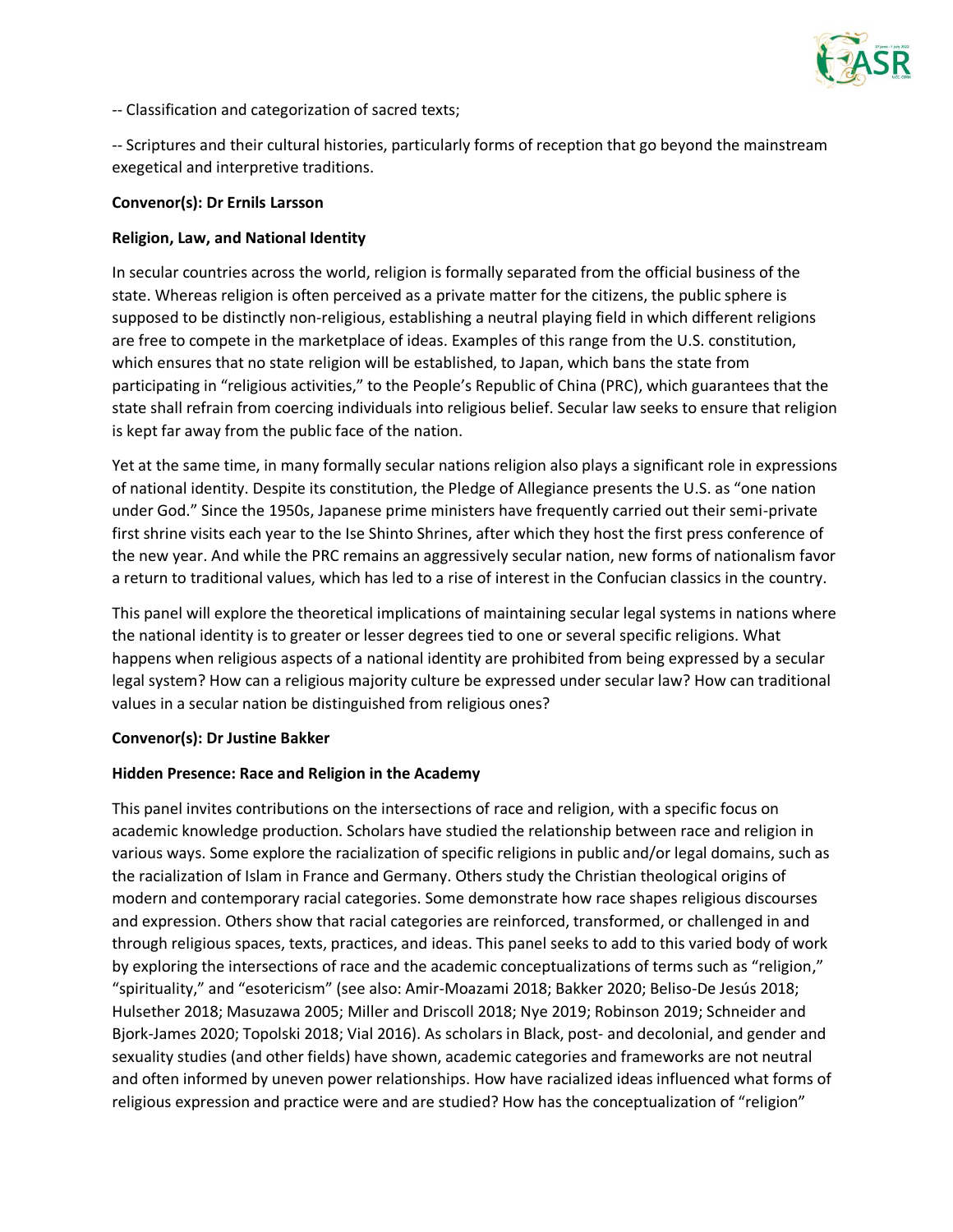-- Classification and categorization of sacred texts;

-- Scriptures and their cultural histories, particularly forms of reception that go beyond the mainstream exegetical and interpretive traditions.

**Convenor(s): Dr Ernils Larsson**

**Religion, Law, and National Identity**

In secular countries across the world, religion is formally separated from the official business of the state. Whereas religion is often perceived as a private matter for the citizens, the public sphere is supposed to be distinctly non-religious, establishing a neutral playing field in which different religions are free to compete in the marketplace of ideas. Examples of this range from the U.S. constitution, which ensures that no state religion will be established, to Japan, which bans the state from participating in "religious activities," to the People's Republic of China (PRC), which guarantees that the state shall refrain from coercing individuals into religious belief. Secular law seeks to ensure that religion is kept far away from the public face of the nation.

Yet at the same time, in many formally secular nations religion also plays a significant role in expressions of national identity. Despite its constitution, the Pledge of Allegiance presents the U.S. as "one nation under God." Since the 1950s, Japanese prime ministers have frequently carried out their semi-private first shrine visits each year to the Ise Shinto Shrines, after which they host the first press conference of the new year. And while the PRC remains an aggressively secular nation, new forms of nationalism favor a return to traditional values, which has led to a rise of interest in the Confucian classics in the country.

This panel will explore the theoretical implications of maintaining secular legal systems in nations where the national identity is to greater or lesser degrees tied to one or several specific religions. What happens when religious aspects of a national identity are prohibited from being expressed by a secular legal system? How can a religious majority culture be expressed under secular law? How can traditional values in a secular nation be distinguished from religious ones?

**Convenor(s): Dr Justine Bakker**

**Hidden Presence: Race and Religion in the Academy**

This panel invites contributions on the intersections of race and religion, with a specific focus on academic knowledge production. Scholars have studied the relationship between race and religion in various ways. Some explore the racialization of specific religions in public and/or legal domains, such as the racialization of Islam in France and Germany. Others study the Christian theological origins of modern and contemporary racial categories. Some demonstrate how race shapes religious discourses and expression. Others show that racial categories are reinforced, transformed, or challenged in and through religious spaces, texts, practices, and ideas. This panel seeks to add to this varied body of work by exploring the intersections of race and the academic conceptualizations of terms such as "religion," "spirituality," and "esotericism" (see also: Amir-Moazami 2018; Bakker 2020; Beliso-De Jesús 2018; Hulsether 2018; Masuzawa 2005; Miller and Driscoll 2018; Nye 2019; Robinson 2019; Schneider and Bjork-James 2020; Topolski 2018; Vial 2016). As scholars in Black, post- and decolonial, and gender and sexuality studies (and other fields) have shown, academic categories and frameworks are not neutral and often informed by uneven power relationships. How have racialized ideas influenced what forms of religious expression and practice were and are studied? How has the conceptualization of "religion"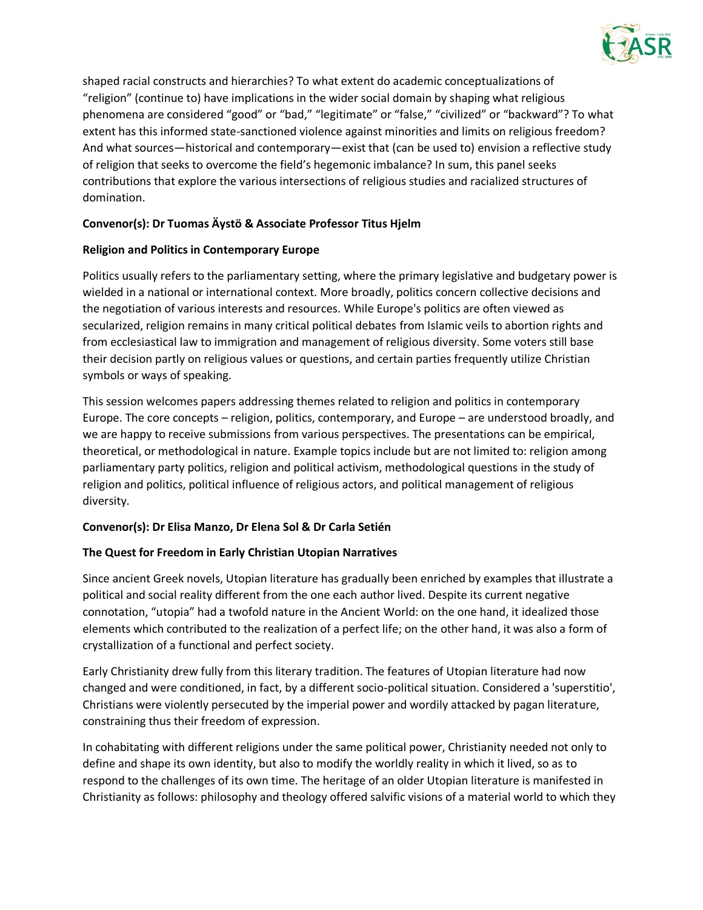shaped racial constructs and hierarchies? To what extent do academic conceptualizations of "religion" (continue to) have implications in the wider social domain by shaping what religious phenomena are considered "good" or "bad," "legitimate" or "false," "civilized" or "backward"? To what extent has this informed state-sanctioned violence against minorities and limits on religious freedom? And what sources—historical and contemporary—exist that (can be used to) envision a reflective study of religion that seeks to overcome the field's hegemonic imbalance? In sum, this panel seeks contributions that explore the various intersections of religious studies and racialized structures of domination.

**Convenor(s): Dr Tuomas Äystö & Associate Professor Titus Hjelm**

**Religion and Politics in Contemporary Europe**

Politics usually refers to the parliamentary setting, where the primary legislative and budgetary power is wielded in a national or international context. More broadly, politics concern collective decisions and the negotiation of various interests and resources. While Europe's politics are often viewed as secularized, religion remains in many critical political debates from Islamic veils to abortion rights and from ecclesiastical law to immigration and management of religious diversity. Some voters still base their decision partly on religious values or questions, and certain parties frequently utilize Christian symbols or ways of speaking.

This session welcomes papers addressing themes related to religion and politics in contemporary Europe. The core concepts – religion, politics, contemporary, and Europe – are understood broadly, and we are happy to receive submissions from various perspectives. The presentations can be empirical, theoretical, or methodological in nature. Example topics include but are not limited to: religion among parliamentary party politics, religion and political activism, methodological questions in the study of religion and politics, political influence of religious actors, and political management of religious diversity.

**Convenor(s): Dr Elisa Manzo, Dr Elena Sol & Dr Carla Setién**

**The Quest for Freedom in Early Christian Utopian Narratives**

Since ancient Greek novels, Utopian literature has gradually been enriched by examples that illustrate a political and social reality different from the one each author lived. Despite its current negative connotation, "utopia" had a twofold nature in the Ancient World: on the one hand, it idealized those elements which contributed to the realization of a perfect life; on the other hand, it was also a form of crystallization of a functional and perfect society.

Early Christianity drew fully from this literary tradition. The features of Utopian literature had now changed and were conditioned, in fact, by a different socio-political situation. Considered a 'superstitio', Christians were violently persecuted by the imperial power and wordily attacked by pagan literature, constraining thus their freedom of expression.

In cohabitating with different religions under the same political power, Christianity needed not only to define and shape its own identity, but also to modify the worldly reality in which it lived, so as to respond to the challenges of its own time. The heritage of an older Utopian literature is manifested in Christianity as follows: philosophy and theology offered salvific visions of a material world to which they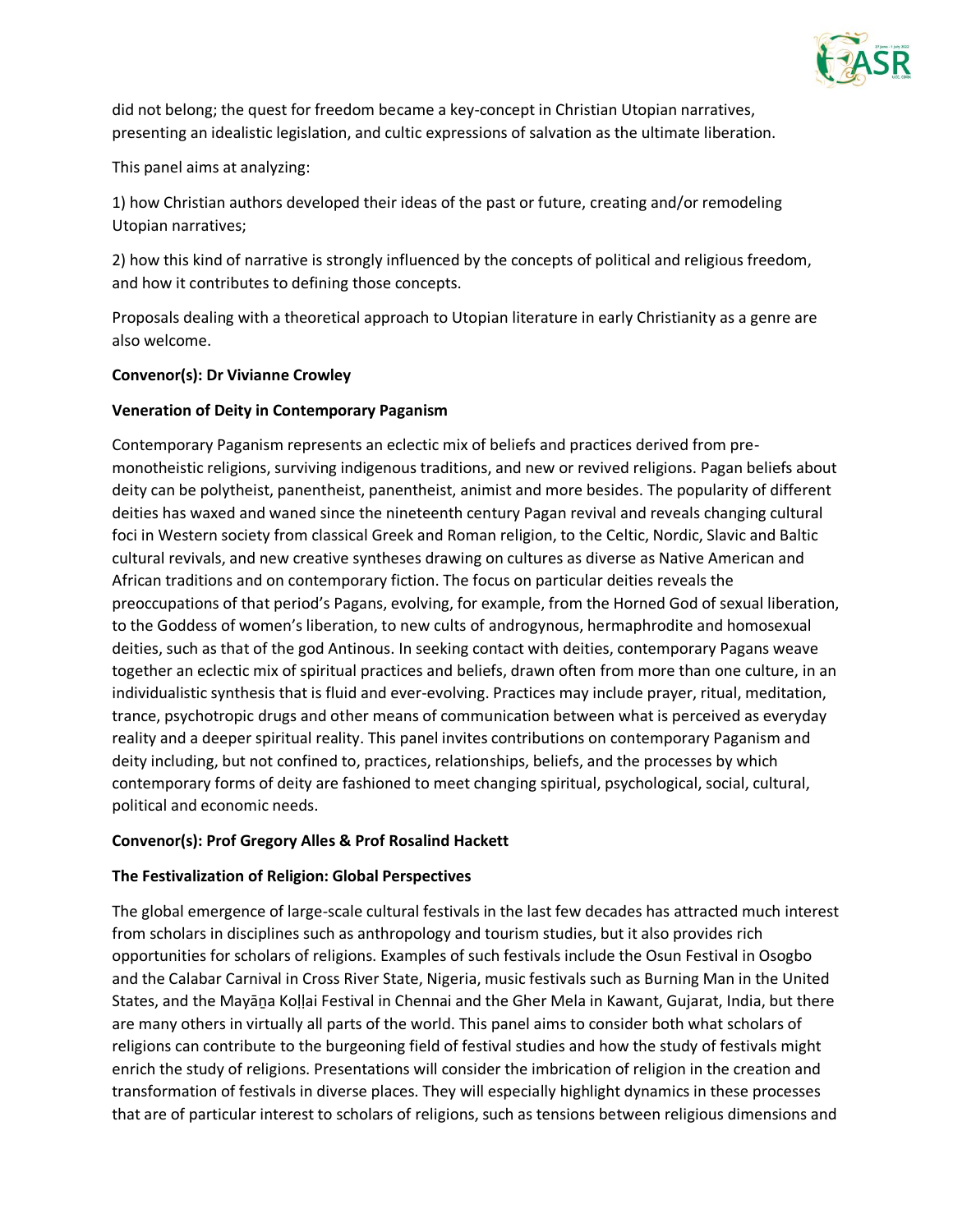did not belong; the quest for freedom became a key-concept in Christian Utopian narratives, presenting an idealistic legislation, and cultic expressions of salvation as the ultimate liberation.

This panel aims at analyzing:

1) how Christian authors developed their ideas of the past or future, creating and/or remodeling Utopian narratives;

2) how this kind of narrative is strongly influenced by the concepts of political and religious freedom, and how it contributes to defining those concepts.

Proposals dealing with a theoretical approach to Utopian literature in early Christianity as a genre are also welcome.

**Convenor(s): Dr Vivianne Crowley**

**Veneration of Deity in Contemporary Paganism**

Contemporary Paganism represents an eclectic mix of beliefs and practices derived from pre-monotheistic religions, surviving indigenous traditions, and new or revived religions. Pagan beliefs about deity can be polytheist, panentheist, panentheist, animist and more besides. The popularity of different deities has waxed and waned since the nineteenth century Pagan revival and reveals changing cultural foci in Western society from classical Greek and Roman religion, to the Celtic, Nordic, Slavic and Baltic cultural revivals, and new creative syntheses drawing on cultures as diverse as Native American and African traditions and on contemporary fiction. The focus on particular deities reveals the preoccupations of that period's Pagans, evolving, for example, from the Horned God of sexual liberation, to the Goddess of women's liberation, to new cults of androgynous, hermaphrodite and homosexual deities, such as that of the god Antinous. In seeking contact with deities, contemporary Pagans weave together an eclectic mix of spiritual practices and beliefs, drawn often from more than one culture, in an individualistic synthesis that is fluid and ever-evolving. Practices may include prayer, ritual, meditation, trance, psychotropic drugs and other means of communication between what is perceived as everyday reality and a deeper spiritual reality. This panel invites contributions on contemporary Paganism and deity including, but not confined to, practices, relationships, beliefs, and the processes by which contemporary forms of deity are fashioned to meet changing spiritual, psychological, social, cultural, political and economic needs.

**Convenor(s): Prof Gregory Alles & Prof Rosalind Hackett**

**The Festivalization of Religion: Global Perspectives**

The global emergence of large-scale cultural festivals in the last few decades has attracted much interest from scholars in disciplines such as anthropology and tourism studies, but it also provides rich opportunities for scholars of religions. Examples of such festivals include the Osun Festival in Osogbo and the Calabar Carnival in Cross River State, Nigeria, music festivals such as Burning Man in the United States, and the Mayāṉa Koḷḷai Festival in Chennai and the Gher Mela in Kawant, Gujarat, India, but there are many others in virtually all parts of the world. This panel aims to consider both what scholars of religions can contribute to the burgeoning field of festival studies and how the study of festivals might enrich the study of religions. Presentations will consider the imbrication of religion in the creation and transformation of festivals in diverse places. They will especially highlight dynamics in these processes that are of particular interest to scholars of religions, such as tensions between religious dimensions and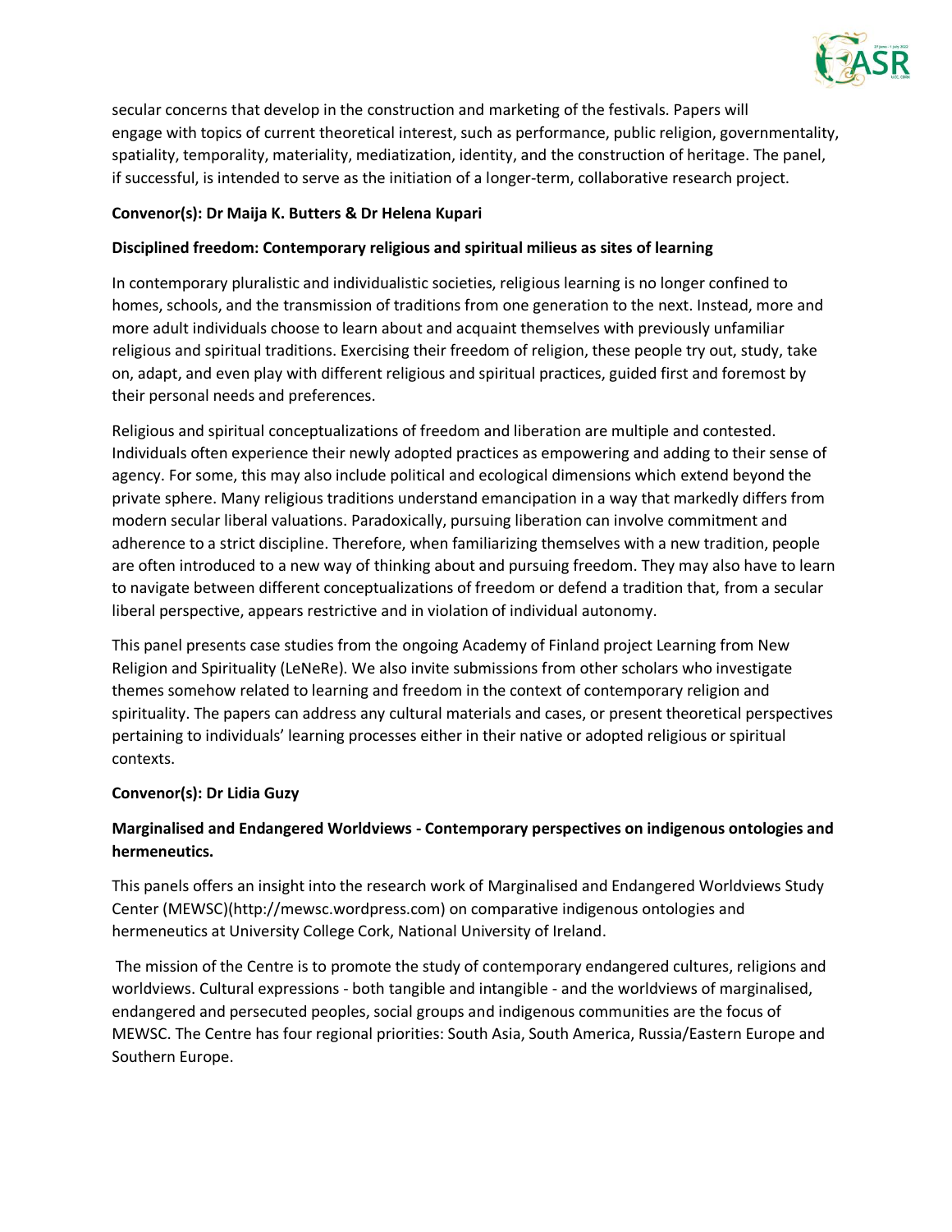secular concerns that develop in the construction and marketing of the festivals. Papers will engage with topics of current theoretical interest, such as performance, public religion, governmentality, spatiality, temporality, materiality, mediatization, identity, and the construction of heritage. The panel, if successful, is intended to serve as the initiation of a longer-term, collaborative research project.

**Convenor(s): Dr Maija K. Butters & Dr Helena Kupari**

**Disciplined freedom: Contemporary religious and spiritual milieus as sites of learning**

In contemporary pluralistic and individualistic societies, religious learning is no longer confined to homes, schools, and the transmission of traditions from one generation to the next. Instead, more and more adult individuals choose to learn about and acquaint themselves with previously unfamiliar religious and spiritual traditions. Exercising their freedom of religion, these people try out, study, take on, adapt, and even play with different religious and spiritual practices, guided first and foremost by their personal needs and preferences.

Religious and spiritual conceptualizations of freedom and liberation are multiple and contested. Individuals often experience their newly adopted practices as empowering and adding to their sense of agency. For some, this may also include political and ecological dimensions which extend beyond the private sphere. Many religious traditions understand emancipation in a way that markedly differs from modern secular liberal valuations. Paradoxically, pursuing liberation can involve commitment and adherence to a strict discipline. Therefore, when familiarizing themselves with a new tradition, people are often introduced to a new way of thinking about and pursuing freedom. They may also have to learn to navigate between different conceptualizations of freedom or defend a tradition that, from a secular liberal perspective, appears restrictive and in violation of individual autonomy.

This panel presents case studies from the ongoing Academy of Finland project Learning from New Religion and Spirituality (LeNeRe). We also invite submissions from other scholars who investigate themes somehow related to learning and freedom in the context of contemporary religion and spirituality. The papers can address any cultural materials and cases, or present theoretical perspectives pertaining to individuals' learning processes either in their native or adopted religious or spiritual contexts.

**Convenor(s): Dr Lidia Guzy**

**Marginalised and Endangered Worldviews - Contemporary perspectives on indigenous ontologies and hermeneutics.**

This panels offers an insight into the research work of Marginalised and Endangered Worldviews Study Center (MEWSC)(http://mewsc.wordpress.com) on comparative indigenous ontologies and hermeneutics at University College Cork, National University of Ireland.

The mission of the Centre is to promote the study of contemporary endangered cultures, religions and worldviews. Cultural expressions - both tangible and intangible - and the worldviews of marginalised, endangered and persecuted peoples, social groups and indigenous communities are the focus of MEWSC. The Centre has four regional priorities: South Asia, South America, Russia/Eastern Europe and Southern Europe.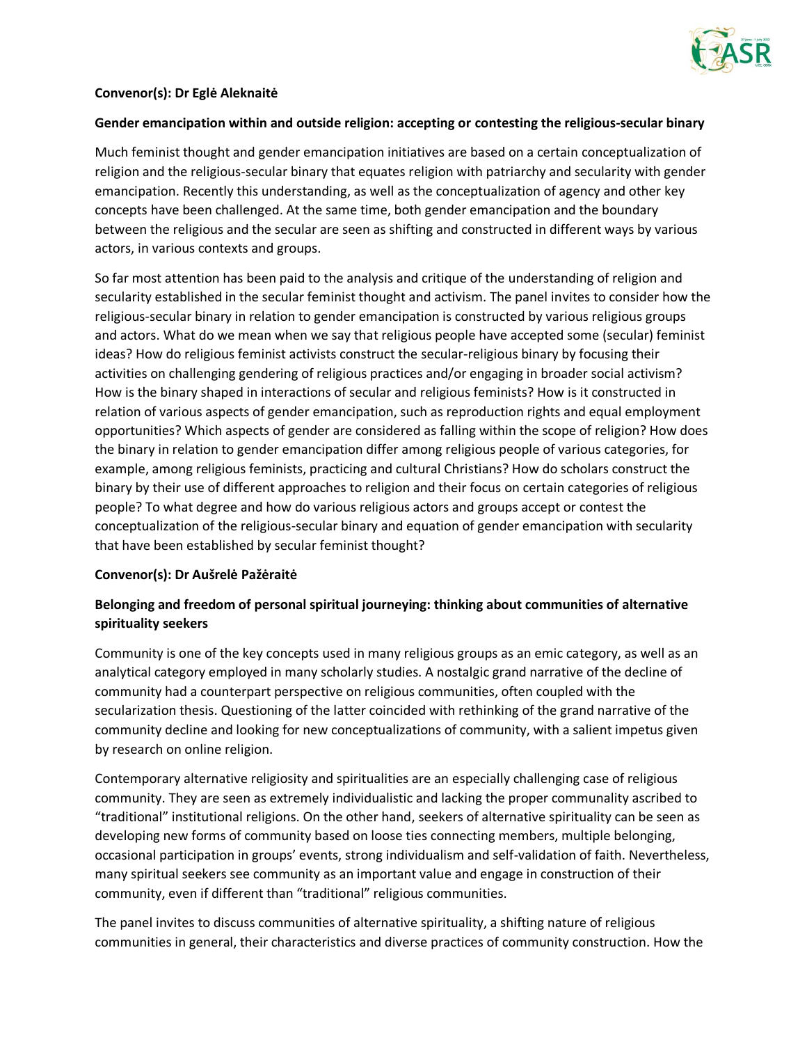**Convenor(s): Dr Eglė Aleknaitė**

**Gender emancipation within and outside religion: accepting or contesting the religious-secular binary**

Much feminist thought and gender emancipation initiatives are based on a certain conceptualization of religion and the religious-secular binary that equates religion with patriarchy and secularity with gender emancipation. Recently this understanding, as well as the conceptualization of agency and other key concepts have been challenged. At the same time, both gender emancipation and the boundary between the religious and the secular are seen as shifting and constructed in different ways by various actors, in various contexts and groups.

So far most attention has been paid to the analysis and critique of the understanding of religion and secularity established in the secular feminist thought and activism. The panel invites to consider how the religious-secular binary in relation to gender emancipation is constructed by various religious groups and actors. What do we mean when we say that religious people have accepted some (secular) feminist ideas? How do religious feminist activists construct the secular-religious binary by focusing their activities on challenging gendering of religious practices and/or engaging in broader social activism? How is the binary shaped in interactions of secular and religious feminists? How is it constructed in relation of various aspects of gender emancipation, such as reproduction rights and equal employment opportunities? Which aspects of gender are considered as falling within the scope of religion? How does the binary in relation to gender emancipation differ among religious people of various categories, for example, among religious feminists, practicing and cultural Christians? How do scholars construct the binary by their use of different approaches to religion and their focus on certain categories of religious people? To what degree and how do various religious actors and groups accept or contest the conceptualization of the religious-secular binary and equation of gender emancipation with secularity that have been established by secular feminist thought?

**Convenor(s): Dr Aušrelė Pažėraitė**

**Belonging and freedom of personal spiritual journeying: thinking about communities of alternative spirituality seekers**

Community is one of the key concepts used in many religious groups as an emic category, as well as an analytical category employed in many scholarly studies. A nostalgic grand narrative of the decline of community had a counterpart perspective on religious communities, often coupled with the secularization thesis. Questioning of the latter coincided with rethinking of the grand narrative of the community decline and looking for new conceptualizations of community, with a salient impetus given by research on online religion.

Contemporary alternative religiosity and spiritualities are an especially challenging case of religious community. They are seen as extremely individualistic and lacking the proper communality ascribed to "traditional" institutional religions. On the other hand, seekers of alternative spirituality can be seen as developing new forms of community based on loose ties connecting members, multiple belonging, occasional participation in groups' events, strong individualism and self-validation of faith. Nevertheless, many spiritual seekers see community as an important value and engage in construction of their community, even if different than "traditional" religious communities.

The panel invites to discuss communities of alternative spirituality, a shifting nature of religious communities in general, their characteristics and diverse practices of community construction. How the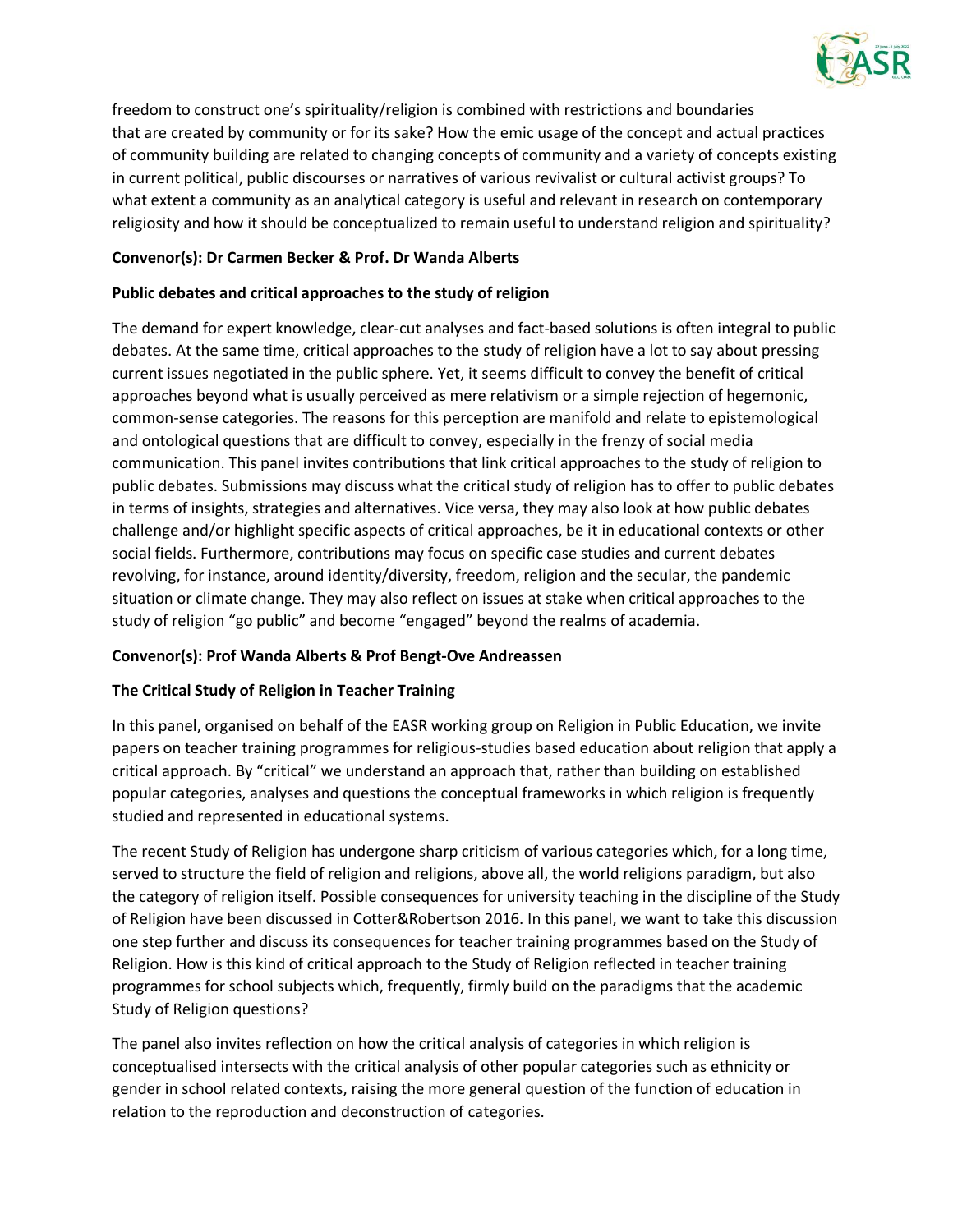freedom to construct one's spirituality/religion is combined with restrictions and boundaries that are created by community or for its sake? How the emic usage of the concept and actual practices of community building are related to changing concepts of community and a variety of concepts existing in current political, public discourses or narratives of various revivalist or cultural activist groups? To what extent a community as an analytical category is useful and relevant in research on contemporary religiosity and how it should be conceptualized to remain useful to understand religion and spirituality?

**Convenor(s): Dr Carmen Becker & Prof. Dr Wanda Alberts**

**Public debates and critical approaches to the study of religion**

The demand for expert knowledge, clear-cut analyses and fact-based solutions is often integral to public debates. At the same time, critical approaches to the study of religion have a lot to say about pressing current issues negotiated in the public sphere. Yet, it seems difficult to convey the benefit of critical approaches beyond what is usually perceived as mere relativism or a simple rejection of hegemonic, common-sense categories. The reasons for this perception are manifold and relate to epistemological and ontological questions that are difficult to convey, especially in the frenzy of social media communication. This panel invites contributions that link critical approaches to the study of religion to public debates. Submissions may discuss what the critical study of religion has to offer to public debates in terms of insights, strategies and alternatives. Vice versa, they may also look at how public debates challenge and/or highlight specific aspects of critical approaches, be it in educational contexts or other social fields. Furthermore, contributions may focus on specific case studies and current debates revolving, for instance, around identity/diversity, freedom, religion and the secular, the pandemic situation or climate change. They may also reflect on issues at stake when critical approaches to the study of religion "go public" and become "engaged" beyond the realms of academia.

**Convenor(s): Prof Wanda Alberts & Prof Bengt-Ove Andreassen**

**The Critical Study of Religion in Teacher Training**

In this panel, organised on behalf of the EASR working group on Religion in Public Education, we invite papers on teacher training programmes for religious-studies based education about religion that apply a critical approach. By "critical" we understand an approach that, rather than building on established popular categories, analyses and questions the conceptual frameworks in which religion is frequently studied and represented in educational systems.

The recent Study of Religion has undergone sharp criticism of various categories which, for a long time, served to structure the field of religion and religions, above all, the world religions paradigm, but also the category of religion itself. Possible consequences for university teaching in the discipline of the Study of Religion have been discussed in Cotter&Robertson 2016. In this panel, we want to take this discussion one step further and discuss its consequences for teacher training programmes based on the Study of Religion. How is this kind of critical approach to the Study of Religion reflected in teacher training programmes for school subjects which, frequently, firmly build on the paradigms that the academic Study of Religion questions?

The panel also invites reflection on how the critical analysis of categories in which religion is conceptualised intersects with the critical analysis of other popular categories such as ethnicity or gender in school related contexts, raising the more general question of the function of education in relation to the reproduction and deconstruction of categories.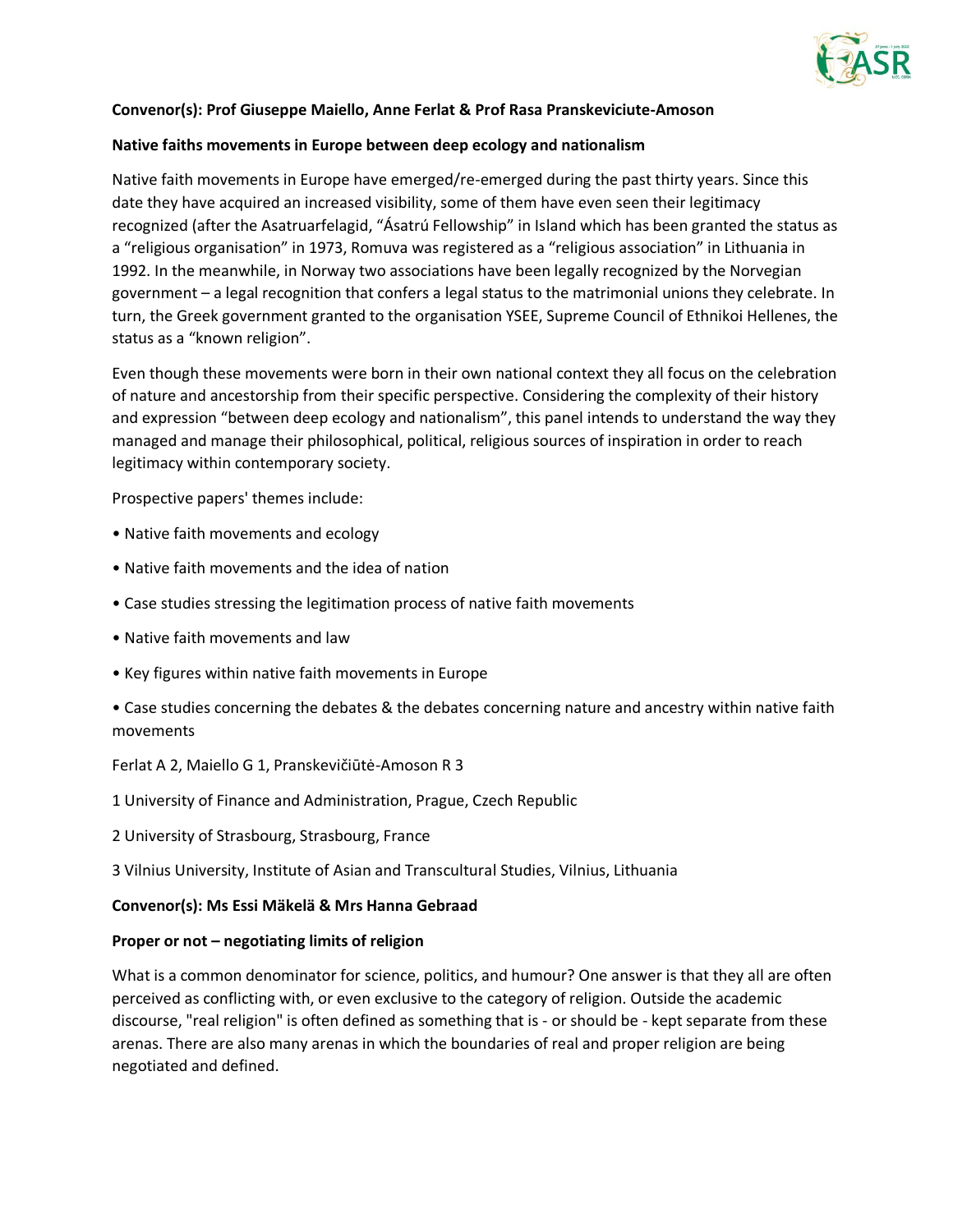**Convenor(s): Prof Giuseppe Maiello, Anne Ferlat & Prof Rasa Pranskeviciute-Amoson**

**Native faiths movements in Europe between deep ecology and nationalism**

Native faith movements in Europe have emerged/re-emerged during the past thirty years. Since this date they have acquired an increased visibility, some of them have even seen their legitimacy recognized (after the Asatruarfelagid, "Ásatrú Fellowship" in Island which has been granted the status as a "religious organisation" in 1973, Romuva was registered as a "religious association" in Lithuania in 1992. In the meanwhile, in Norway two associations have been legally recognized by the Norvegian government – a legal recognition that confers a legal status to the matrimonial unions they celebrate. In turn, the Greek government granted to the organisation YSEE, Supreme Council of Ethnikoi Hellenes, the status as a "known religion".

Even though these movements were born in their own national context they all focus on the celebration of nature and ancestorship from their specific perspective. Considering the complexity of their history and expression "between deep ecology and nationalism", this panel intends to understand the way they managed and manage their philosophical, political, religious sources of inspiration in order to reach legitimacy within contemporary society.

Prospective papers' themes include:

- Native faith movements and ecology
- Native faith movements and the idea of nation
- Case studies stressing the legitimation process of native faith movements
- Native faith movements and law
- Key figures within native faith movements in Europe
- Case studies concerning the debates & the debates concerning nature and ancestry within native faith movements

Ferlat A 2, Maiello G 1, Pranskevičiūtė-Amoson R 3

1 University of Finance and Administration, Prague, Czech Republic

2 University of Strasbourg, Strasbourg, France

3 Vilnius University, Institute of Asian and Transcultural Studies, Vilnius, Lithuania

**Convenor(s): Ms Essi Mäkelä & Mrs Hanna Gebraad**

**Proper or not – negotiating limits of religion**

What is a common denominator for science, politics, and humour? One answer is that they all are often perceived as conflicting with, or even exclusive to the category of religion. Outside the academic discourse, "real religion" is often defined as something that is - or should be - kept separate from these arenas. There are also many arenas in which the boundaries of real and proper religion are being negotiated and defined.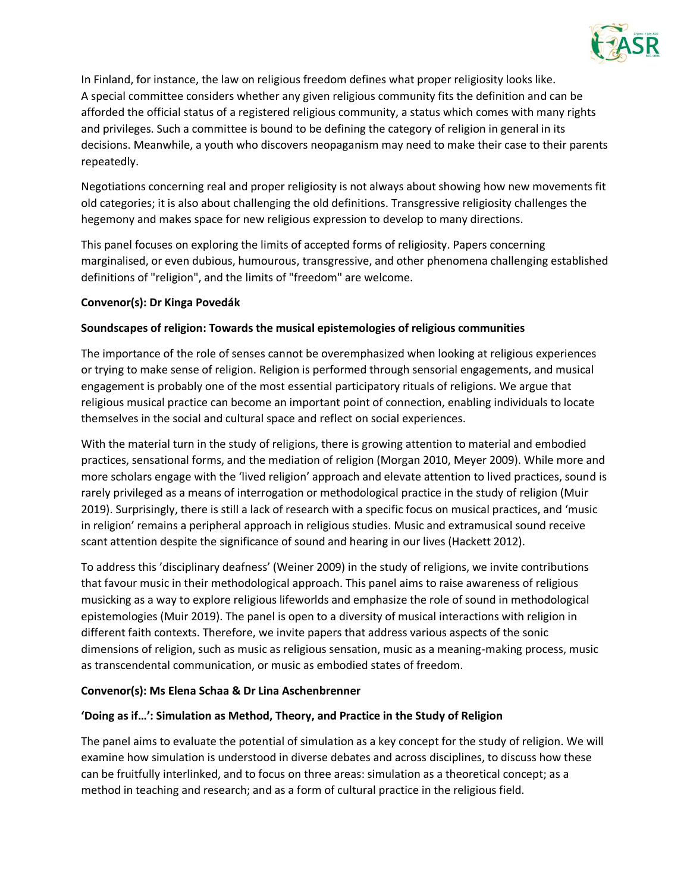In Finland, for instance, the law on religious freedom defines what proper religiosity looks like. A special committee considers whether any given religious community fits the definition and can be afforded the official status of a registered religious community, a status which comes with many rights and privileges. Such a committee is bound to be defining the category of religion in general in its decisions. Meanwhile, a youth who discovers neopaganism may need to make their case to their parents repeatedly.

Negotiations concerning real and proper religiosity is not always about showing how new movements fit old categories; it is also about challenging the old definitions. Transgressive religiosity challenges the hegemony and makes space for new religious expression to develop to many directions.

This panel focuses on exploring the limits of accepted forms of religiosity. Papers concerning marginalised, or even dubious, humourous, transgressive, and other phenomena challenging established definitions of "religion", and the limits of "freedom" are welcome.

**Convenor(s): Dr Kinga Povedák**

**Soundscapes of religion: Towards the musical epistemologies of religious communities**

The importance of the role of senses cannot be overemphasized when looking at religious experiences or trying to make sense of religion. Religion is performed through sensorial engagements, and musical engagement is probably one of the most essential participatory rituals of religions. We argue that religious musical practice can become an important point of connection, enabling individuals to locate themselves in the social and cultural space and reflect on social experiences.

With the material turn in the study of religions, there is growing attention to material and embodied practices, sensational forms, and the mediation of religion (Morgan 2010, Meyer 2009). While more and more scholars engage with the 'lived religion' approach and elevate attention to lived practices, sound is rarely privileged as a means of interrogation or methodological practice in the study of religion (Muir 2019). Surprisingly, there is still a lack of research with a specific focus on musical practices, and 'music in religion' remains a peripheral approach in religious studies. Music and extramusical sound receive scant attention despite the significance of sound and hearing in our lives (Hackett 2012).

To address this 'disciplinary deafness' (Weiner 2009) in the study of religions, we invite contributions that favour music in their methodological approach. This panel aims to raise awareness of religious musicking as a way to explore religious lifeworlds and emphasize the role of sound in methodological epistemologies (Muir 2019). The panel is open to a diversity of musical interactions with religion in different faith contexts. Therefore, we invite papers that address various aspects of the sonic dimensions of religion, such as music as religious sensation, music as a meaning-making process, music as transcendental communication, or music as embodied states of freedom.

**Convenor(s): Ms Elena Schaa & Dr Lina Aschenbrenner**

**'Doing as if…': Simulation as Method, Theory, and Practice in the Study of Religion**

The panel aims to evaluate the potential of simulation as a key concept for the study of religion. We will examine how simulation is understood in diverse debates and across disciplines, to discuss how these can be fruitfully interlinked, and to focus on three areas: simulation as a theoretical concept; as a method in teaching and research; and as a form of cultural practice in the religious field.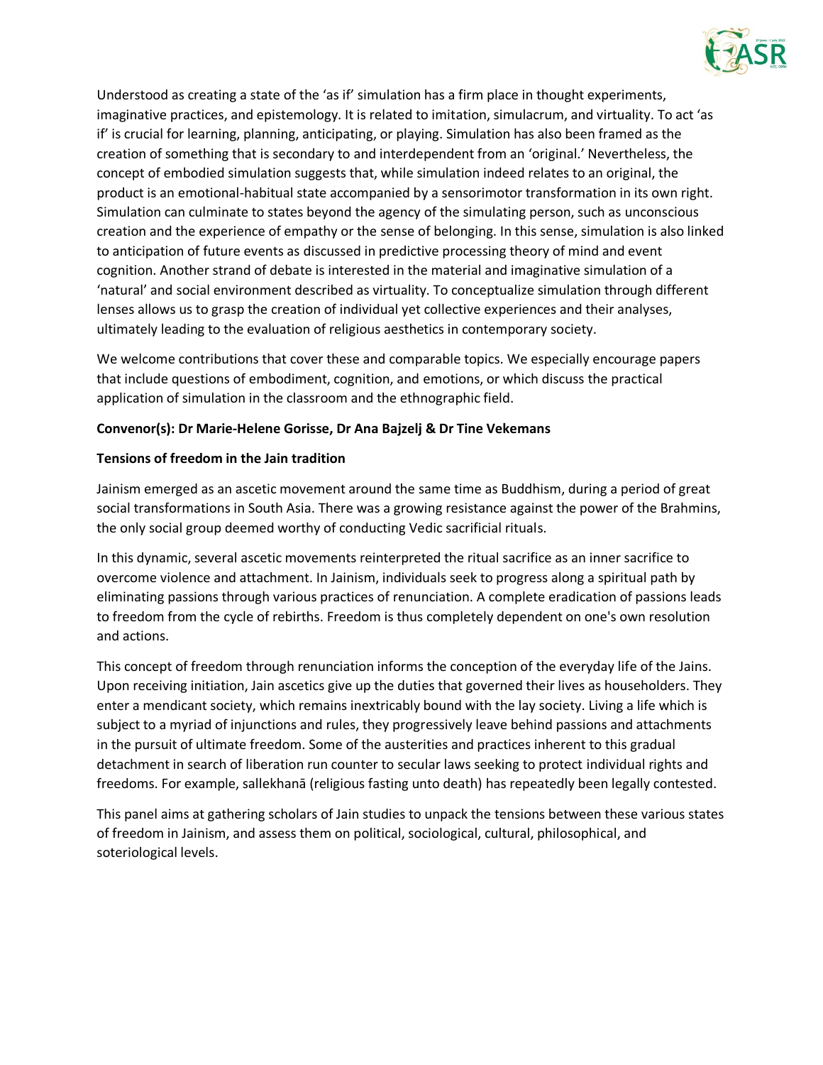Understood as creating a state of the 'as if' simulation has a firm place in thought experiments, imaginative practices, and epistemology. It is related to imitation, simulacrum, and virtuality. To act 'as if' is crucial for learning, planning, anticipating, or playing. Simulation has also been framed as the creation of something that is secondary to and interdependent from an 'original.' Nevertheless, the concept of embodied simulation suggests that, while simulation indeed relates to an original, the product is an emotional-habitual state accompanied by a sensorimotor transformation in its own right. Simulation can culminate to states beyond the agency of the simulating person, such as unconscious creation and the experience of empathy or the sense of belonging. In this sense, simulation is also linked to anticipation of future events as discussed in predictive processing theory of mind and event cognition. Another strand of debate is interested in the material and imaginative simulation of a 'natural' and social environment described as virtuality. To conceptualize simulation through different lenses allows us to grasp the creation of individual yet collective experiences and their analyses, ultimately leading to the evaluation of religious aesthetics in contemporary society.

We welcome contributions that cover these and comparable topics. We especially encourage papers that include questions of embodiment, cognition, and emotions, or which discuss the practical application of simulation in the classroom and the ethnographic field.

**Convenor(s): Dr Marie-Helene Gorisse, Dr Ana Bajzelj & Dr Tine Vekemans**

**Tensions of freedom in the Jain tradition**

Jainism emerged as an ascetic movement around the same time as Buddhism, during a period of great social transformations in South Asia. There was a growing resistance against the power of the Brahmins, the only social group deemed worthy of conducting Vedic sacrificial rituals.

In this dynamic, several ascetic movements reinterpreted the ritual sacrifice as an inner sacrifice to overcome violence and attachment. In Jainism, individuals seek to progress along a spiritual path by eliminating passions through various practices of renunciation. A complete eradication of passions leads to freedom from the cycle of rebirths. Freedom is thus completely dependent on one's own resolution and actions.

This concept of freedom through renunciation informs the conception of the everyday life of the Jains. Upon receiving initiation, Jain ascetics give up the duties that governed their lives as householders. They enter a mendicant society, which remains inextricably bound with the lay society. Living a life which is subject to a myriad of injunctions and rules, they progressively leave behind passions and attachments in the pursuit of ultimate freedom. Some of the austerities and practices inherent to this gradual detachment in search of liberation run counter to secular laws seeking to protect individual rights and freedoms. For example, sallekhanā (religious fasting unto death) has repeatedly been legally contested.

This panel aims at gathering scholars of Jain studies to unpack the tensions between these various states of freedom in Jainism, and assess them on political, sociological, cultural, philosophical, and soteriological levels.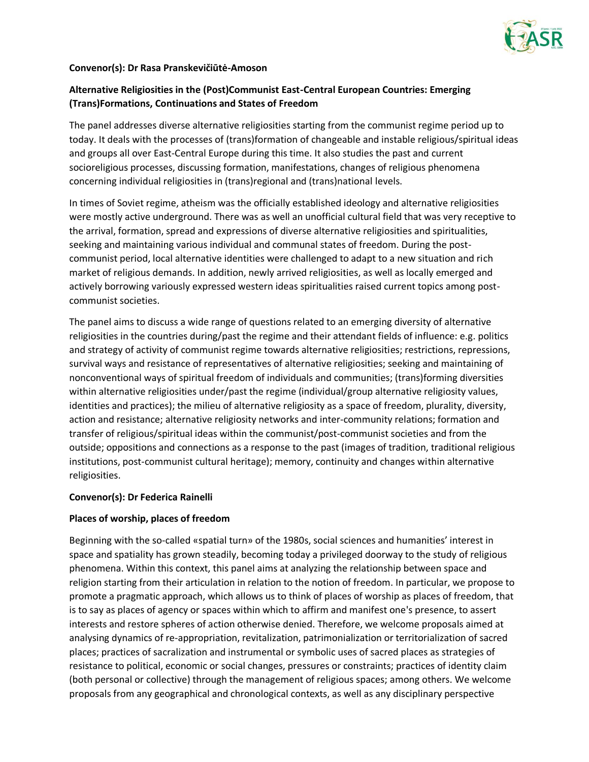**Convenor(s): Dr Rasa Pranskevičiūtė-Amoson**

**Alternative Religiosities in the (Post)Communist East-Central European Countries: Emerging (Trans)Formations, Continuations and States of Freedom**

The panel addresses diverse alternative religiosities starting from the communist regime period up to today. It deals with the processes of (trans)formation of changeable and instable religious/spiritual ideas and groups all over East-Central Europe during this time. It also studies the past and current socioreligious processes, discussing formation, manifestations, changes of religious phenomena concerning individual religiosities in (trans)regional and (trans)national levels.

In times of Soviet regime, atheism was the officially established ideology and alternative religiosities were mostly active underground. There was as well an unofficial cultural field that was very receptive to the arrival, formation, spread and expressions of diverse alternative religiosities and spiritualities, seeking and maintaining various individual and communal states of freedom. During the post-communist period, local alternative identities were challenged to adapt to a new situation and rich market of religious demands. In addition, newly arrived religiosities, as well as locally emerged and actively borrowing variously expressed western ideas spiritualities raised current topics among post-communist societies.

The panel aims to discuss a wide range of questions related to an emerging diversity of alternative religiosities in the countries during/past the regime and their attendant fields of influence: e.g. politics and strategy of activity of communist regime towards alternative religiosities; restrictions, repressions, survival ways and resistance of representatives of alternative religiosities; seeking and maintaining of nonconventional ways of spiritual freedom of individuals and communities; (trans)forming diversities within alternative religiosities under/past the regime (individual/group alternative religiosity values, identities and practices); the milieu of alternative religiosity as a space of freedom, plurality, diversity, action and resistance; alternative religiosity networks and inter-community relations; formation and transfer of religious/spiritual ideas within the communist/post-communist societies and from the outside; oppositions and connections as a response to the past (images of tradition, traditional religious institutions, post-communist cultural heritage); memory, continuity and changes within alternative religiosities.

**Convenor(s): Dr Federica Rainelli**

**Places of worship, places of freedom**

Beginning with the so-called «spatial turn» of the 1980s, social sciences and humanities' interest in space and spatiality has grown steadily, becoming today a privileged doorway to the study of religious phenomena. Within this context, this panel aims at analyzing the relationship between space and religion starting from their articulation in relation to the notion of freedom. In particular, we propose to promote a pragmatic approach, which allows us to think of places of worship as places of freedom, that is to say as places of agency or spaces within which to affirm and manifest one's presence, to assert interests and restore spheres of action otherwise denied. Therefore, we welcome proposals aimed at analysing dynamics of re-appropriation, revitalization, patrimonialization or territorialization of sacred places; practices of sacralization and instrumental or symbolic uses of sacred places as strategies of resistance to political, economic or social changes, pressures or constraints; practices of identity claim (both personal or collective) through the management of religious spaces; among others. We welcome proposals from any geographical and chronological contexts, as well as any disciplinary perspective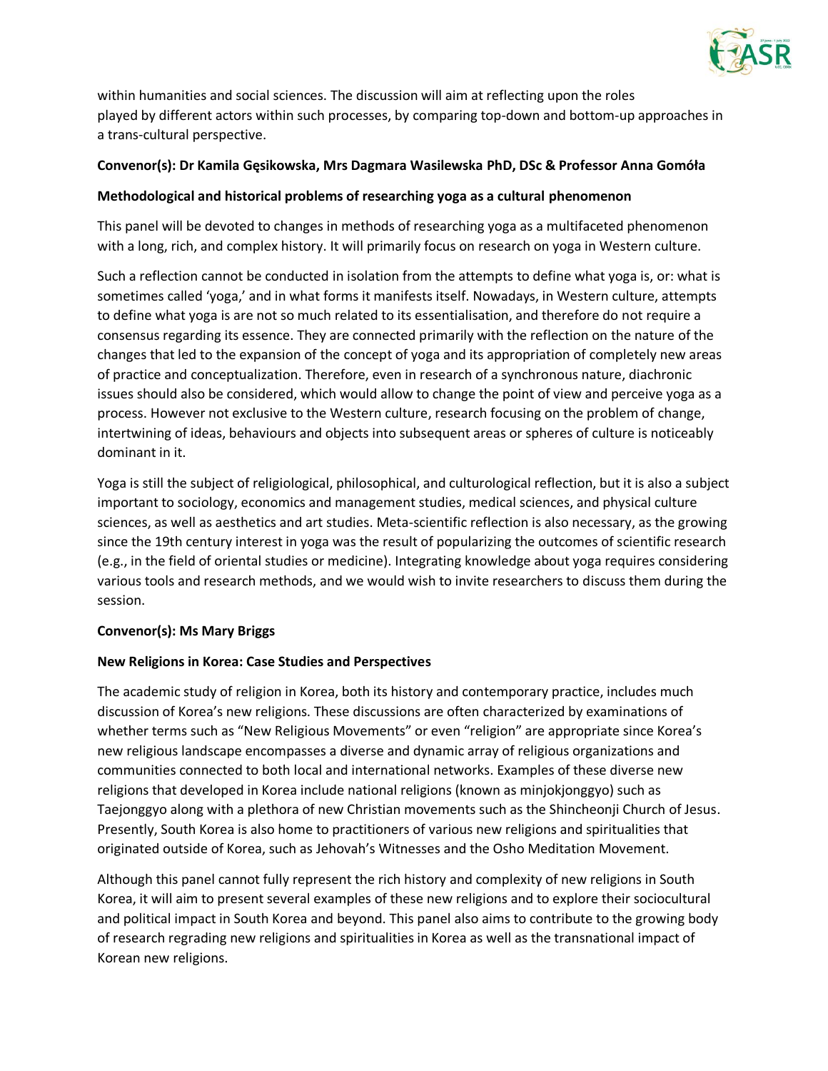within humanities and social sciences. The discussion will aim at reflecting upon the roles played by different actors within such processes, by comparing top-down and bottom-up approaches in a trans-cultural perspective.

**Convenor(s): Dr Kamila Gęsikowska, Mrs Dagmara Wasilewska PhD, DSc & Professor Anna Gomóła**

**Methodological and historical problems of researching yoga as a cultural phenomenon**

This panel will be devoted to changes in methods of researching yoga as a multifaceted phenomenon with a long, rich, and complex history. It will primarily focus on research on yoga in Western culture.

Such a reflection cannot be conducted in isolation from the attempts to define what yoga is, or: what is sometimes called 'yoga,' and in what forms it manifests itself. Nowadays, in Western culture, attempts to define what yoga is are not so much related to its essentialisation, and therefore do not require a consensus regarding its essence. They are connected primarily with the reflection on the nature of the changes that led to the expansion of the concept of yoga and its appropriation of completely new areas of practice and conceptualization. Therefore, even in research of a synchronous nature, diachronic issues should also be considered, which would allow to change the point of view and perceive yoga as a process. However not exclusive to the Western culture, research focusing on the problem of change, intertwining of ideas, behaviours and objects into subsequent areas or spheres of culture is noticeably dominant in it.

Yoga is still the subject of religiological, philosophical, and culturological reflection, but it is also a subject important to sociology, economics and management studies, medical sciences, and physical culture sciences, as well as aesthetics and art studies. Meta-scientific reflection is also necessary, as the growing since the 19th century interest in yoga was the result of popularizing the outcomes of scientific research (e.g., in the field of oriental studies or medicine). Integrating knowledge about yoga requires considering various tools and research methods, and we would wish to invite researchers to discuss them during the session.

**Convenor(s): Ms Mary Briggs**

**New Religions in Korea: Case Studies and Perspectives**

The academic study of religion in Korea, both its history and contemporary practice, includes much discussion of Korea's new religions. These discussions are often characterized by examinations of whether terms such as "New Religious Movements" or even "religion" are appropriate since Korea's new religious landscape encompasses a diverse and dynamic array of religious organizations and communities connected to both local and international networks. Examples of these diverse new religions that developed in Korea include national religions (known as minjokjonggyo) such as Taejonggyo along with a plethora of new Christian movements such as the Shincheonji Church of Jesus. Presently, South Korea is also home to practitioners of various new religions and spiritualities that originated outside of Korea, such as Jehovah's Witnesses and the Osho Meditation Movement.

Although this panel cannot fully represent the rich history and complexity of new religions in South Korea, it will aim to present several examples of these new religions and to explore their sociocultural and political impact in South Korea and beyond. This panel also aims to contribute to the growing body of research regrading new religions and spiritualities in Korea as well as the transnational impact of Korean new religions.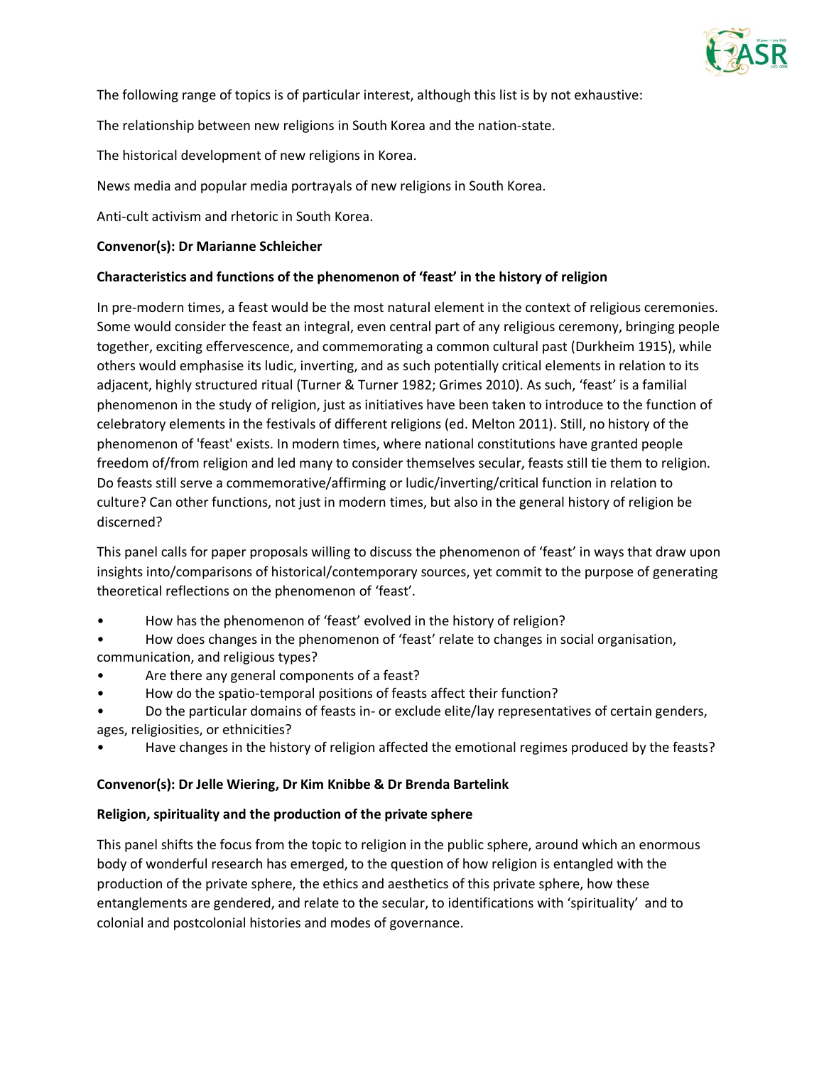The following range of topics is of particular interest, although this list is by not exhaustive:

The relationship between new religions in South Korea and the nation-state.

The historical development of new religions in Korea.

News media and popular media portrayals of new religions in South Korea.

Anti-cult activism and rhetoric in South Korea.

**Convenor(s): Dr Marianne Schleicher**

**Characteristics and functions of the phenomenon of 'feast' in the history of religion**

In pre-modern times, a feast would be the most natural element in the context of religious ceremonies. Some would consider the feast an integral, even central part of any religious ceremony, bringing people together, exciting effervescence, and commemorating a common cultural past (Durkheim 1915), while others would emphasise its ludic, inverting, and as such potentially critical elements in relation to its adjacent, highly structured ritual (Turner & Turner 1982; Grimes 2010). As such, 'feast' is a familial phenomenon in the study of religion, just as initiatives have been taken to introduce to the function of celebratory elements in the festivals of different religions (ed. Melton 2011). Still, no history of the phenomenon of 'feast' exists. In modern times, where national constitutions have granted people freedom of/from religion and led many to consider themselves secular, feasts still tie them to religion. Do feasts still serve a commemorative/affirming or ludic/inverting/critical function in relation to culture? Can other functions, not just in modern times, but also in the general history of religion be discerned?

This panel calls for paper proposals willing to discuss the phenomenon of 'feast' in ways that draw upon insights into/comparisons of historical/contemporary sources, yet commit to the purpose of generating theoretical reflections on the phenomenon of 'feast'.

- How has the phenomenon of 'feast' evolved in the history of religion?
- How does changes in the phenomenon of 'feast' relate to changes in social organisation, communication, and religious types?
- Are there any general components of a feast?
- How do the spatio-temporal positions of feasts affect their function?
- Do the particular domains of feasts in- or exclude elite/lay representatives of certain genders, ages, religiosities, or ethnicities?
- Have changes in the history of religion affected the emotional regimes produced by the feasts?

**Convenor(s): Dr Jelle Wiering, Dr Kim Knibbe & Dr Brenda Bartelink**

**Religion, spirituality and the production of the private sphere**

This panel shifts the focus from the topic to religion in the public sphere, around which an enormous body of wonderful research has emerged, to the question of how religion is entangled with the production of the private sphere, the ethics and aesthetics of this private sphere, how these entanglements are gendered, and relate to the secular, to identifications with 'spirituality' and to colonial and postcolonial histories and modes of governance.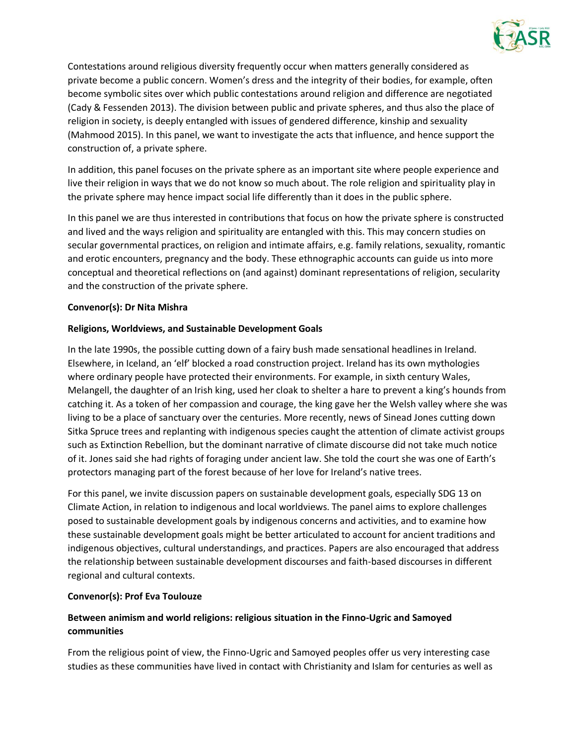Contestations around religious diversity frequently occur when matters generally considered as private become a public concern. Women's dress and the integrity of their bodies, for example, often become symbolic sites over which public contestations around religion and difference are negotiated (Cady & Fessenden 2013). The division between public and private spheres, and thus also the place of religion in society, is deeply entangled with issues of gendered difference, kinship and sexuality (Mahmood 2015). In this panel, we want to investigate the acts that influence, and hence support the construction of, a private sphere.

In addition, this panel focuses on the private sphere as an important site where people experience and live their religion in ways that we do not know so much about. The role religion and spirituality play in the private sphere may hence impact social life differently than it does in the public sphere.

In this panel we are thus interested in contributions that focus on how the private sphere is constructed and lived and the ways religion and spirituality are entangled with this. This may concern studies on secular governmental practices, on religion and intimate affairs, e.g. family relations, sexuality, romantic and erotic encounters, pregnancy and the body. These ethnographic accounts can guide us into more conceptual and theoretical reflections on (and against) dominant representations of religion, secularity and the construction of the private sphere.

**Convenor(s): Dr Nita Mishra**

**Religions, Worldviews, and Sustainable Development Goals**

In the late 1990s, the possible cutting down of a fairy bush made sensational headlines in Ireland. Elsewhere, in Iceland, an 'elf' blocked a road construction project. Ireland has its own mythologies where ordinary people have protected their environments. For example, in sixth century Wales, Melangell, the daughter of an Irish king, used her cloak to shelter a hare to prevent a king's hounds from catching it. As a token of her compassion and courage, the king gave her the Welsh valley where she was living to be a place of sanctuary over the centuries. More recently, news of Sinead Jones cutting down Sitka Spruce trees and replanting with indigenous species caught the attention of climate activist groups such as Extinction Rebellion, but the dominant narrative of climate discourse did not take much notice of it. Jones said she had rights of foraging under ancient law. She told the court she was one of Earth's protectors managing part of the forest because of her love for Ireland's native trees.

For this panel, we invite discussion papers on sustainable development goals, especially SDG 13 on Climate Action, in relation to indigenous and local worldviews. The panel aims to explore challenges posed to sustainable development goals by indigenous concerns and activities, and to examine how these sustainable development goals might be better articulated to account for ancient traditions and indigenous objectives, cultural understandings, and practices. Papers are also encouraged that address the relationship between sustainable development discourses and faith-based discourses in different regional and cultural contexts.

**Convenor(s): Prof Eva Toulouze**

**Between animism and world religions: religious situation in the Finno-Ugric and Samoyed communities**

From the religious point of view, the Finno-Ugric and Samoyed peoples offer us very interesting case studies as these communities have lived in contact with Christianity and Islam for centuries as well as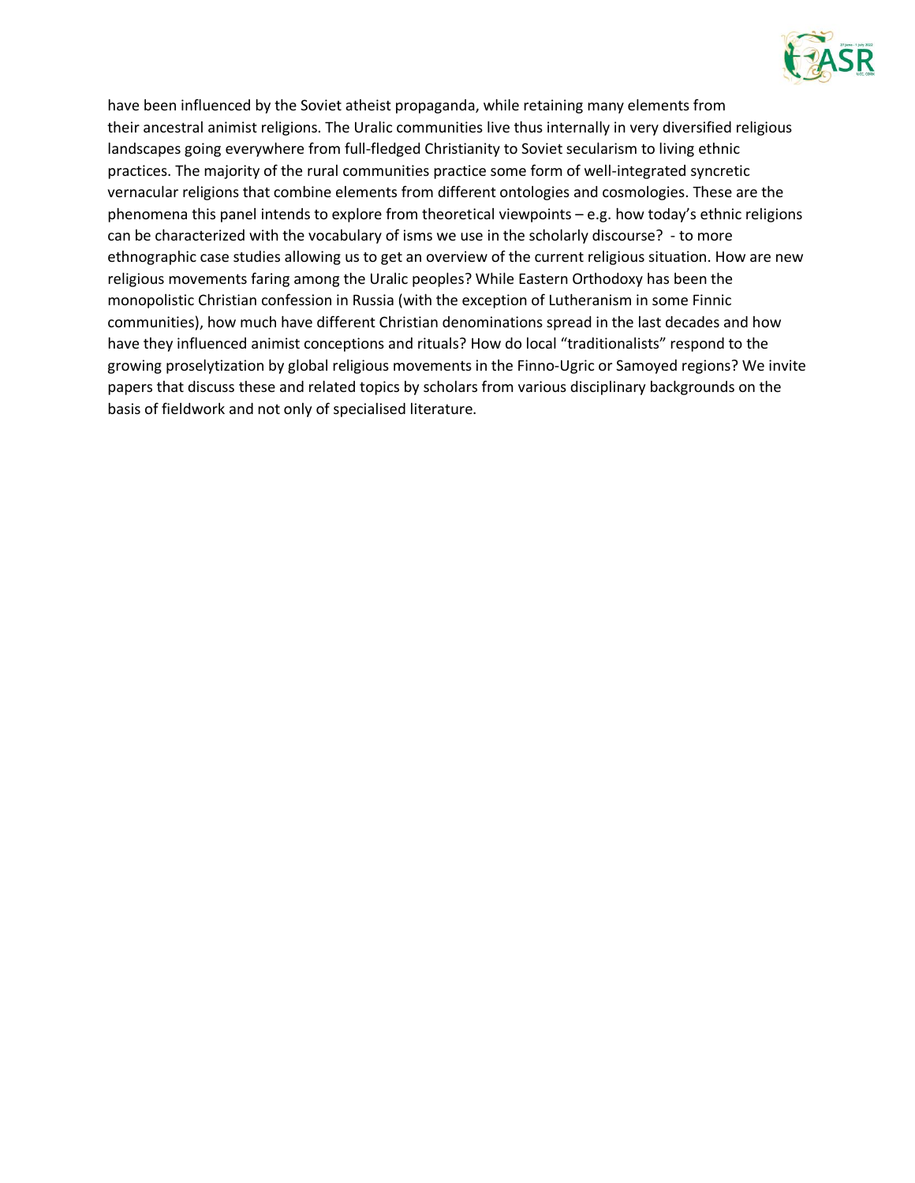have been influenced by the Soviet atheist propaganda, while retaining many elements from their ancestral animist religions. The Uralic communities live thus internally in very diversified religious landscapes going everywhere from full-fledged Christianity to Soviet secularism to living ethnic practices. The majority of the rural communities practice some form of well-integrated syncretic vernacular religions that combine elements from different ontologies and cosmologies. These are the phenomena this panel intends to explore from theoretical viewpoints – e.g. how today's ethnic religions can be characterized with the vocabulary of isms we use in the scholarly discourse? - to more ethnographic case studies allowing us to get an overview of the current religious situation. How are new religious movements faring among the Uralic peoples? While Eastern Orthodoxy has been the monopolistic Christian confession in Russia (with the exception of Lutheranism in some Finnic communities), how much have different Christian denominations spread in the last decades and how have they influenced animist conceptions and rituals? How do local "traditionalists" respond to the growing proselytization by global religious movements in the Finno-Ugric or Samoyed regions? We invite papers that discuss these and related topics by scholars from various disciplinary backgrounds on the basis of fieldwork and not only of specialised literature.